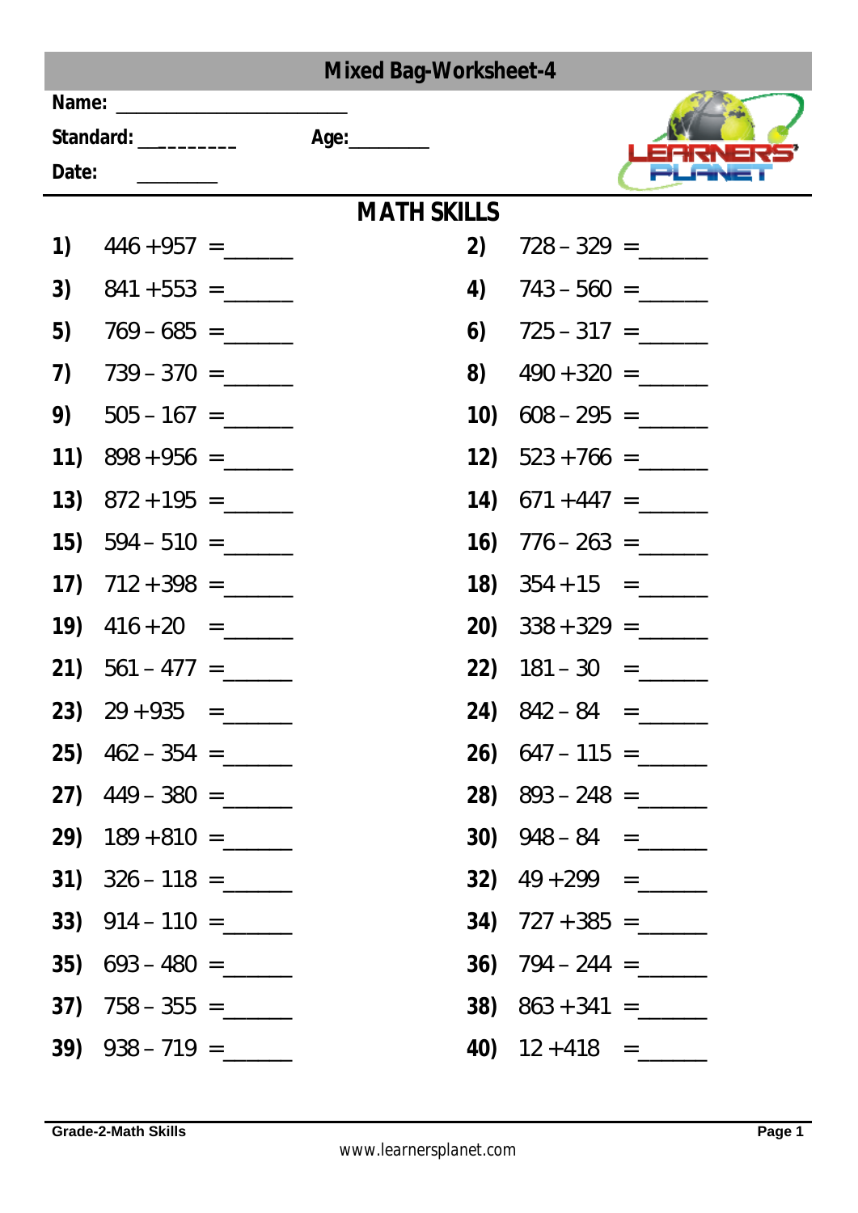# Mixed Bag-Worksheet-4

**Name:** ______________________

**Standard:** _________ **Age:** ________

**Date:** ________

## MATH SKILLS

**1)** 446 + 957 = ______

**2)** 728 – 329 = ______

**3)** 841 + 553 = ______

**4)** 743 – 560 = ______

**5)** 769 – 685 = ______

**6)** 725 – 317 = ______

**7)** 739 – 370 = ______

**8)** 490 + 320 = ______

**9)** 505 – 167 = ______

**10)** 608 – 295 = ______

**11)** 898 + 956 = ______

**12)** 523 + 766 = ______

**13)** 872 + 195 = ______

**14)** 671 + 447 = ______

**15)** 594 – 510 = ______

**16)** 776 – 263 = ______

**17)** 712 + 398 = ______

**18)** 354 + 15 = ______

**19)** 416 + 20 = ______

**20)** 338 + 329 = ______

**21)** 561 – 477 = ______

**22)** 181 – 30 = ______

**23)** 29 + 935 = ______

**24)** 842 – 84 = ______

**25)** 462 – 354 = ______

**26)** 647 – 115 = ______

**27)** 449 – 380 = ______

**28)** 893 – 248 = ______

**29)** 189 + 810 = ______

**30)** 948 – 84 = ______

**31)** 326 – 118 = ______

**32)** 49 + 299 = ______

**33)** 914 – 110 = ______

**34)** 727 + 385 = ______

**35)** 693 – 480 = ______

**36)** 794 – 244 = ______

**37)** 758 – 355 = ______

**38)** 863 + 341 = ______

**39)** 938 – 719 = ______

**40)** 12 + 418 = ______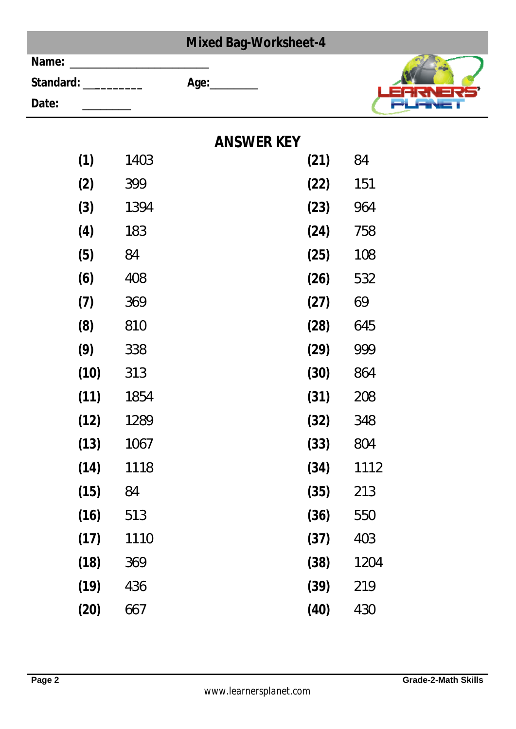# Mixed Bag-Worksheet-4

**Name:** ______________________

**Standard:** _________ **Age:**________

**Date:** ________

## ANSWER KEY

| | | | |
|---|---|---|---|
| **(1)** | 1403 | **(21)** | 84 |
| **(2)** | 399 | **(22)** | 151 |
| **(3)** | 1394 | **(23)** | 964 |
| **(4)** | 183 | **(24)** | 758 |
| **(5)** | 84 | **(25)** | 108 |
| **(6)** | 408 | **(26)** | 532 |
| **(7)** | 369 | **(27)** | 69 |
| **(8)** | 810 | **(28)** | 645 |
| **(9)** | 338 | **(29)** | 999 |
| **(10)** | 313 | **(30)** | 864 |
| **(11)** | 1854 | **(31)** | 208 |
| **(12)** | 1289 | **(32)** | 348 |
| **(13)** | 1067 | **(33)** | 804 |
| **(14)** | 1118 | **(34)** | 1112 |
| **(15)** | 84 | **(35)** | 213 |
| **(16)** | 513 | **(36)** | 550 |
| **(17)** | 1110 | **(37)** | 403 |
| **(18)** | 369 | **(38)** | 1204 |
| **(19)** | 436 | **(39)** | 219 |
| **(20)** | 667 | **(40)** | 430 |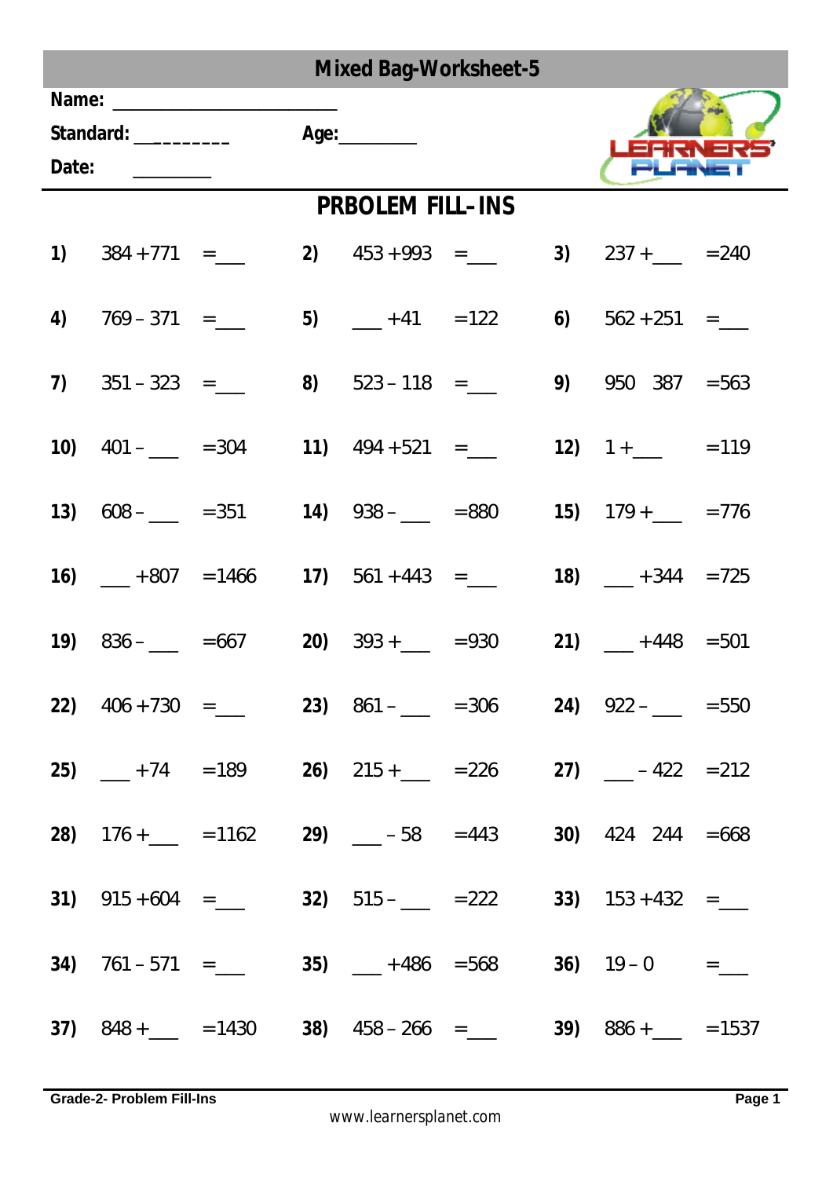# Mixed Bag-Worksheet-5

**Name:** ______________________

**Standard:** _________ **Age:** ________

**Date:** ________

## PRBOLEM FILL-INS

| | | | | | | | | |
|---|---|---|---|---|---|---|---|---|
| **1)** | 384 + 771 | = ___ | **2)** | 453 + 993 | = ___ | **3)** | 237 + ___ | = 240 |
| **4)** | 769 – 371 | = ___ | **5)** | ___ + 41 | = 122 | **6)** | 562 + 251 | = ___ |
| **7)** | 351 – 323 | = ___ | **8)** | 523 – 118 | = ___ | **9)** | 950 387 | = 563 |
| **10)** | 401 – ___ | = 304 | **11)** | 494 + 521 | = ___ | **12)** | 1 + ___ | = 119 |
| **13)** | 608 – ___ | = 351 | **14)** | 938 – ___ | = 880 | **15)** | 179 + ___ | = 776 |
| **16)** | ___ + 807 | = 1466 | **17)** | 561 + 443 | = ___ | **18)** | ___ + 344 | = 725 |
| **19)** | 836 – ___ | = 667 | **20)** | 393 + ___ | = 930 | **21)** | ___ + 448 | = 501 |
| **22)** | 406 + 730 | = ___ | **23)** | 861 – ___ | = 306 | **24)** | 922 – ___ | = 550 |
| **25)** | ___ + 74 | = 189 | **26)** | 215 + ___ | = 226 | **27)** | ___ – 422 | = 212 |
| **28)** | 176 + ___ | = 1162 | **29)** | ___ – 58 | = 443 | **30)** | 424 244 | = 668 |
| **31)** | 915 + 604 | = ___ | **32)** | 515 – ___ | = 222 | **33)** | 153 + 432 | = ___ |
| **34)** | 761 – 571 | = ___ | **35)** | ___ + 486 | = 568 | **36)** | 19 – 0 | = ___ |
| **37)** | 848 + ___ | = 1430 | **38)** | 458 – 266 | = ___ | **39)** | 886 + ___ | = 1537 |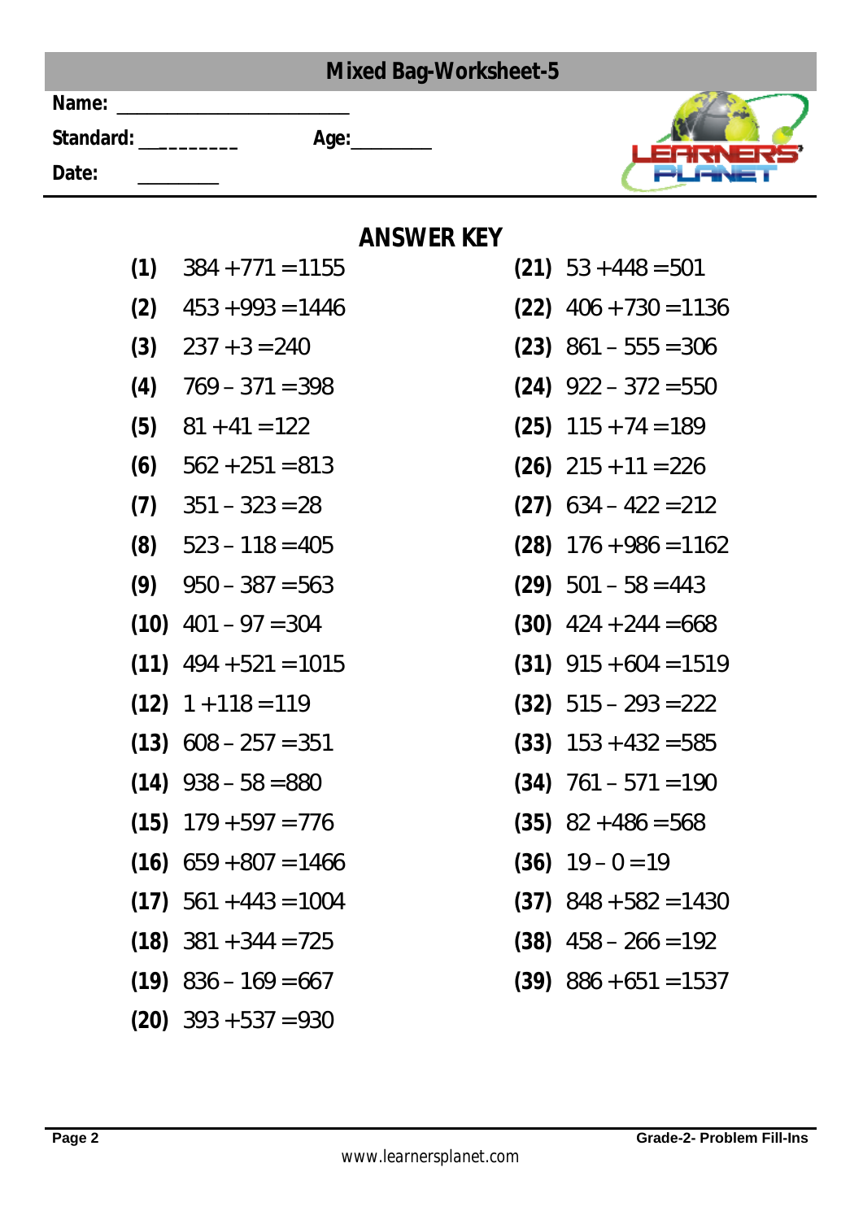# Mixed Bag-Worksheet-5

**Name:** ______________________

**Standard:** _________ **Age:** ________

**Date:** ________

## ANSWER KEY

**(1)** $384 + 771 = 1155$

**(2)** $453 + 993 = 1446$

**(3)** $237 + 3 = 240$

**(4)** $769 – 371 = 398$

**(5)** $81 + 41 = 122$

**(6)** $562 + 251 = 813$

**(7)** $351 – 323 = 28$

**(8)** $523 – 118 = 405$

**(9)** $950 – 387 = 563$

**(10)** $401 – 97 = 304$

**(11)** $494 + 521 = 1015$

**(12)** $1 + 118 = 119$

**(13)** $608 – 257 = 351$

**(14)** $938 – 58 = 880$

**(15)** $179 + 597 = 776$

**(16)** $659 + 807 = 1466$

**(17)** $561 + 443 = 1004$

**(18)** $381 + 344 = 725$

**(19)** $836 – 169 = 667$

**(20)** $393 + 537 = 930$

**(21)** $53 + 448 = 501$

**(22)** $406 + 730 = 1136$

**(23)** $861 – 555 = 306$

**(24)** $922 – 372 = 550$

**(25)** $115 + 74 = 189$

**(26)** $215 + 11 = 226$

**(27)** $634 – 422 = 212$

**(28)** $176 + 986 = 1162$

**(29)** $501 – 58 = 443$

**(30)** $424 + 244 = 668$

**(31)** $915 + 604 = 1519$

**(32)** $515 – 293 = 222$

**(33)** $153 + 432 = 585$

**(34)** $761 – 571 = 190$

**(35)** $82 + 486 = 568$

**(36)** $19 – 0 = 19$

**(37)** $848 + 582 = 1430$

**(38)** $458 – 266 = 192$

**(39)** $886 + 651 = 1537$